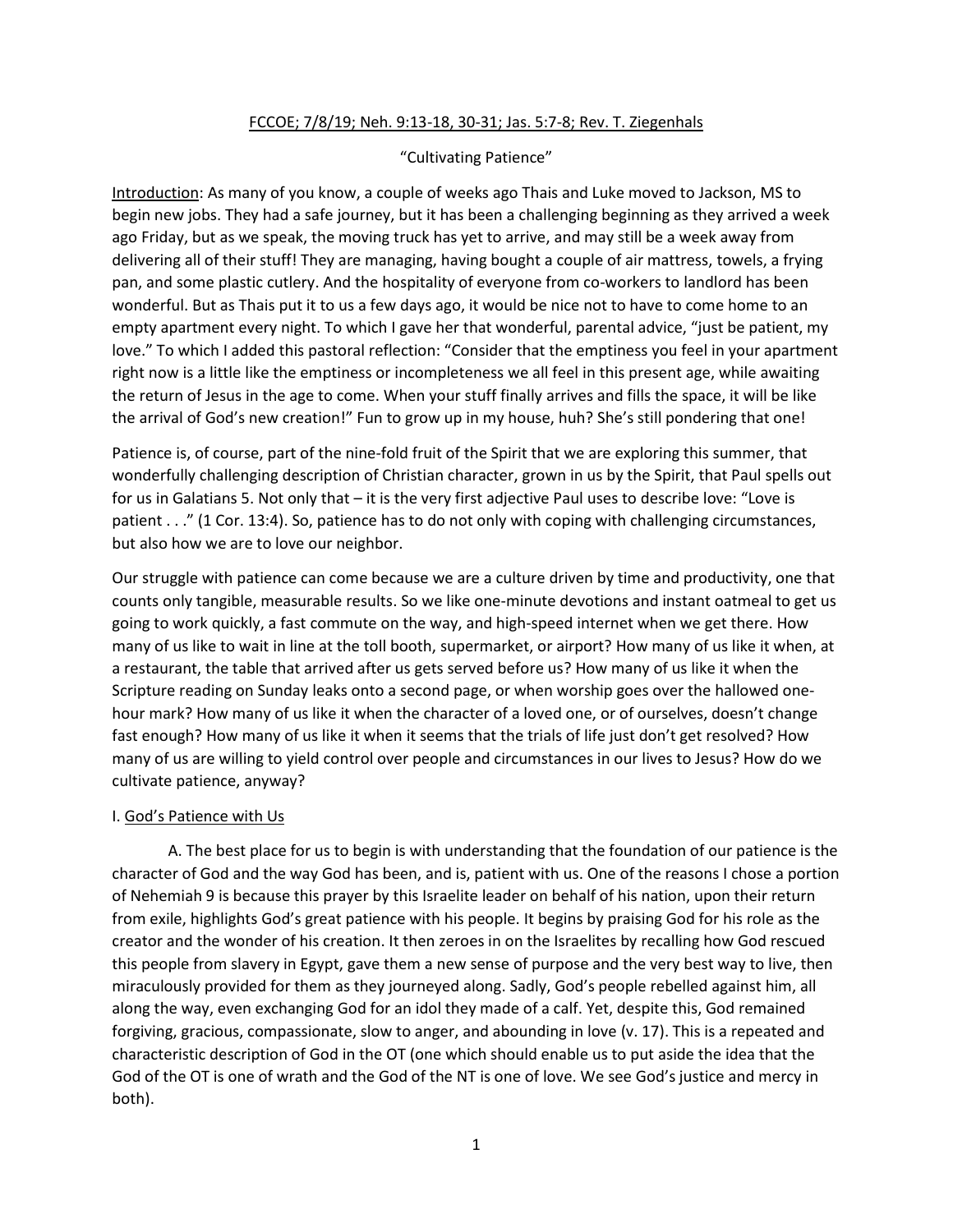<u>FCCOE; 7/8/19; Neh. 9:13-18, 30-31; Jas. 5:7-8; Rev. T. Ziegenhals</u>

"Cultivating Patience"

<u>Introduction</u>: As many of you know, a couple of weeks ago Thais and Luke moved to Jackson, MS to begin new jobs. They had a safe journey, but it has been a challenging beginning as they arrived a week ago Friday, but as we speak, the moving truck has yet to arrive, and may still be a week away from delivering all of their stuff! They are managing, having bought a couple of air mattress, towels, a frying pan, and some plastic cutlery. And the hospitality of everyone from co-workers to landlord has been wonderful. But as Thais put it to us a few days ago, it would be nice not to have to come home to an empty apartment every night. To which I gave her that wonderful, parental advice, "just be patient, my love." To which I added this pastoral reflection: "Consider that the emptiness you feel in your apartment right now is a little like the emptiness or incompleteness we all feel in this present age, while awaiting the return of Jesus in the age to come. When your stuff finally arrives and fills the space, it will be like the arrival of God's new creation!" Fun to grow up in my house, huh? She's still pondering that one!

Patience is, of course, part of the nine-fold fruit of the Spirit that we are exploring this summer, that wonderfully challenging description of Christian character, grown in us by the Spirit, that Paul spells out for us in Galatians 5. Not only that – it is the very first adjective Paul uses to describe love: "Love is patient . . ." (1 Cor. 13:4). So, patience has to do not only with coping with challenging circumstances, but also how we are to love our neighbor.

Our struggle with patience can come because we are a culture driven by time and productivity, one that counts only tangible, measurable results. So we like one-minute devotions and instant oatmeal to get us going to work quickly, a fast commute on the way, and high-speed internet when we get there. How many of us like to wait in line at the toll booth, supermarket, or airport? How many of us like it when, at a restaurant, the table that arrived after us gets served before us? How many of us like it when the Scripture reading on Sunday leaks onto a second page, or when worship goes over the hallowed one-hour mark? How many of us like it when the character of a loved one, or of ourselves, doesn't change fast enough? How many of us like it when it seems that the trials of life just don't get resolved? How many of us are willing to yield control over people and circumstances in our lives to Jesus? How do we cultivate patience, anyway?

## I. <u>God's Patience with Us</u>

A. The best place for us to begin is with understanding that the foundation of our patience is the character of God and the way God has been, and is, patient with us. One of the reasons I chose a portion of Nehemiah 9 is because this prayer by this Israelite leader on behalf of his nation, upon their return from exile, highlights God's great patience with his people. It begins by praising God for his role as the creator and the wonder of his creation. It then zeroes in on the Israelites by recalling how God rescued this people from slavery in Egypt, gave them a new sense of purpose and the very best way to live, then miraculously provided for them as they journeyed along. Sadly, God's people rebelled against him, all along the way, even exchanging God for an idol they made of a calf. Yet, despite this, God remained forgiving, gracious, compassionate, slow to anger, and abounding in love (v. 17). This is a repeated and characteristic description of God in the OT (one which should enable us to put aside the idea that the God of the OT is one of wrath and the God of the NT is one of love. We see God's justice and mercy in both).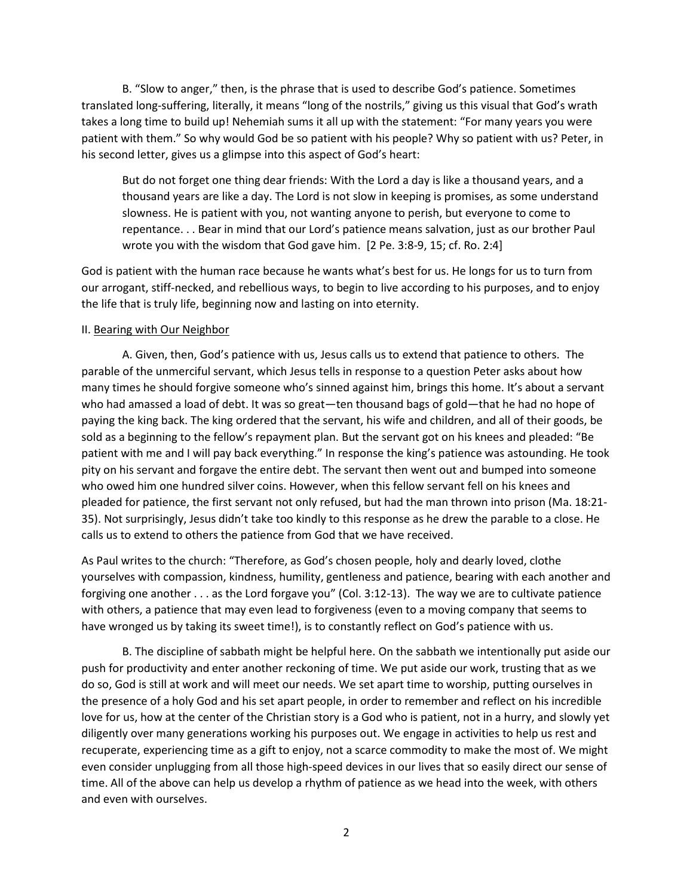B. "Slow to anger," then, is the phrase that is used to describe God's patience. Sometimes translated long-suffering, literally, it means "long of the nostrils," giving us this visual that God's wrath takes a long time to build up! Nehemiah sums it all up with the statement: "For many years you were patient with them." So why would God be so patient with his people? Why so patient with us? Peter, in his second letter, gives us a glimpse into this aspect of God's heart:

> But do not forget one thing dear friends: With the Lord a day is like a thousand years, and a thousand years are like a day. The Lord is not slow in keeping is promises, as some understand slowness. He is patient with you, not wanting anyone to perish, but everyone to come to repentance. . . Bear in mind that our Lord's patience means salvation, just as our brother Paul wrote you with the wisdom that God gave him. [2 Pe. 3:8-9, 15; cf. Ro. 2:4]

God is patient with the human race because he wants what's best for us. He longs for us to turn from our arrogant, stiff-necked, and rebellious ways, to begin to live according to his purposes, and to enjoy the life that is truly life, beginning now and lasting on into eternity.

II. <u>Bearing with Our Neighbor</u>

A. Given, then, God's patience with us, Jesus calls us to extend that patience to others. The parable of the unmerciful servant, which Jesus tells in response to a question Peter asks about how many times he should forgive someone who's sinned against him, brings this home. It's about a servant who had amassed a load of debt. It was so great—ten thousand bags of gold—that he had no hope of paying the king back. The king ordered that the servant, his wife and children, and all of their goods, be sold as a beginning to the fellow's repayment plan. But the servant got on his knees and pleaded: "Be patient with me and I will pay back everything." In response the king's patience was astounding. He took pity on his servant and forgave the entire debt. The servant then went out and bumped into someone who owed him one hundred silver coins. However, when this fellow servant fell on his knees and pleaded for patience, the first servant not only refused, but had the man thrown into prison (Ma. 18:21-35). Not surprisingly, Jesus didn't take too kindly to this response as he drew the parable to a close. He calls us to extend to others the patience from God that we have received.

As Paul writes to the church: "Therefore, as God's chosen people, holy and dearly loved, clothe yourselves with compassion, kindness, humility, gentleness and patience, bearing with each another and forgiving one another . . . as the Lord forgave you" (Col. 3:12-13). The way we are to cultivate patience with others, a patience that may even lead to forgiveness (even to a moving company that seems to have wronged us by taking its sweet time!), is to constantly reflect on God's patience with us.

B. The discipline of sabbath might be helpful here. On the sabbath we intentionally put aside our push for productivity and enter another reckoning of time. We put aside our work, trusting that as we do so, God is still at work and will meet our needs. We set apart time to worship, putting ourselves in the presence of a holy God and his set apart people, in order to remember and reflect on his incredible love for us, how at the center of the Christian story is a God who is patient, not in a hurry, and slowly yet diligently over many generations working his purposes out. We engage in activities to help us rest and recuperate, experiencing time as a gift to enjoy, not a scarce commodity to make the most of. We might even consider unplugging from all those high-speed devices in our lives that so easily direct our sense of time. All of the above can help us develop a rhythm of patience as we head into the week, with others and even with ourselves.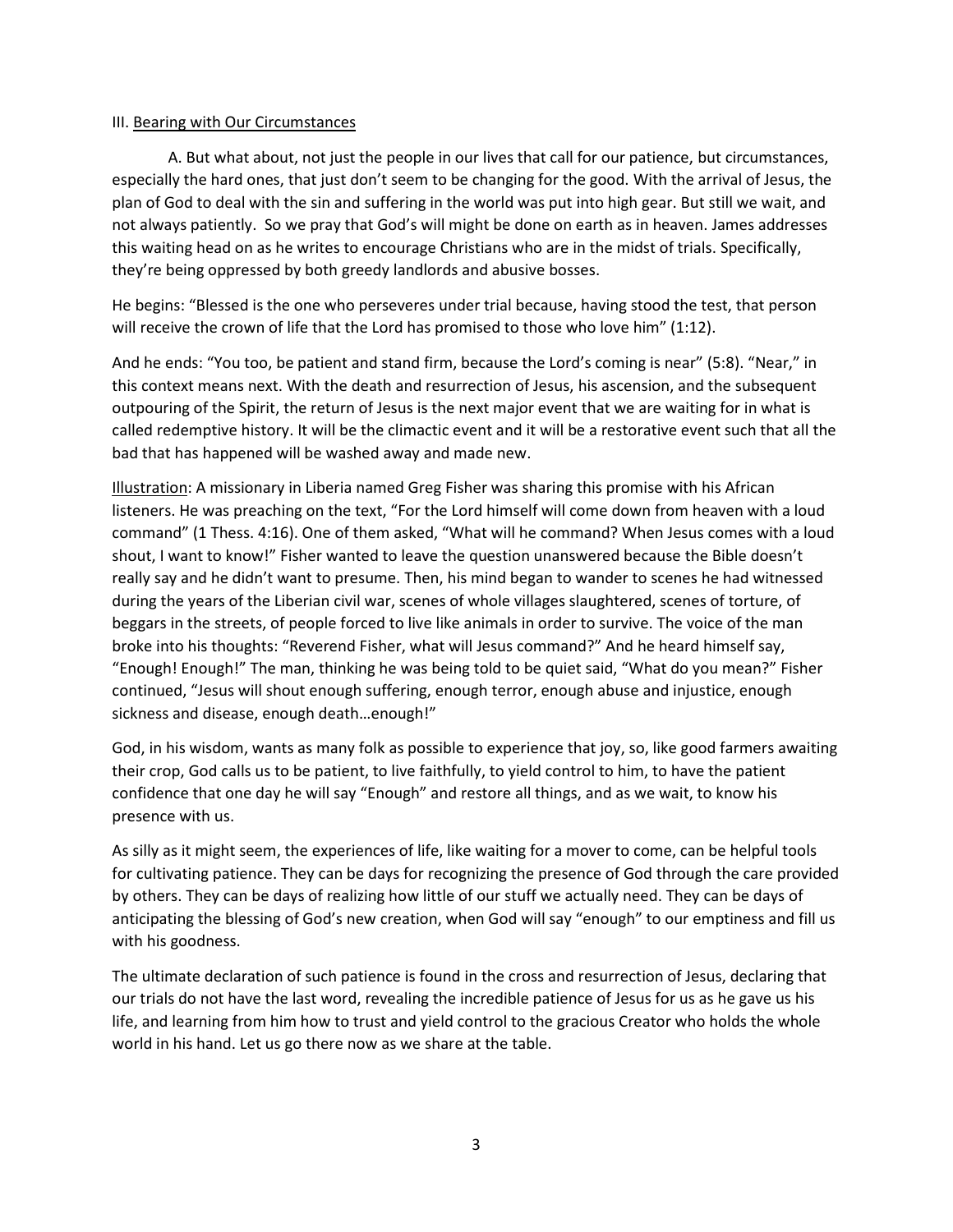III. <u>Bearing with Our Circumstances</u>

A. But what about, not just the people in our lives that call for our patience, but circumstances, especially the hard ones, that just don't seem to be changing for the good. With the arrival of Jesus, the plan of God to deal with the sin and suffering in the world was put into high gear. But still we wait, and not always patiently. So we pray that God's will might be done on earth as in heaven. James addresses this waiting head on as he writes to encourage Christians who are in the midst of trials. Specifically, they're being oppressed by both greedy landlords and abusive bosses.

He begins: "Blessed is the one who perseveres under trial because, having stood the test, that person will receive the crown of life that the Lord has promised to those who love him" (1:12).

And he ends: "You too, be patient and stand firm, because the Lord's coming is near" (5:8). "Near," in this context means next. With the death and resurrection of Jesus, his ascension, and the subsequent outpouring of the Spirit, the return of Jesus is the next major event that we are waiting for in what is called redemptive history. It will be the climactic event and it will be a restorative event such that all the bad that has happened will be washed away and made new.

<u>Illustration</u>: A missionary in Liberia named Greg Fisher was sharing this promise with his African listeners. He was preaching on the text, "For the Lord himself will come down from heaven with a loud command" (1 Thess. 4:16). One of them asked, "What will he command? When Jesus comes with a loud shout, I want to know!" Fisher wanted to leave the question unanswered because the Bible doesn't really say and he didn't want to presume. Then, his mind began to wander to scenes he had witnessed during the years of the Liberian civil war, scenes of whole villages slaughtered, scenes of torture, of beggars in the streets, of people forced to live like animals in order to survive. The voice of the man broke into his thoughts: "Reverend Fisher, what will Jesus command?" And he heard himself say, "Enough! Enough!" The man, thinking he was being told to be quiet said, "What do you mean?" Fisher continued, "Jesus will shout enough suffering, enough terror, enough abuse and injustice, enough sickness and disease, enough death…enough!"

God, in his wisdom, wants as many folk as possible to experience that joy, so, like good farmers awaiting their crop, God calls us to be patient, to live faithfully, to yield control to him, to have the patient confidence that one day he will say "Enough" and restore all things, and as we wait, to know his presence with us.

As silly as it might seem, the experiences of life, like waiting for a mover to come, can be helpful tools for cultivating patience. They can be days for recognizing the presence of God through the care provided by others. They can be days of realizing how little of our stuff we actually need. They can be days of anticipating the blessing of God's new creation, when God will say "enough" to our emptiness and fill us with his goodness.

The ultimate declaration of such patience is found in the cross and resurrection of Jesus, declaring that our trials do not have the last word, revealing the incredible patience of Jesus for us as he gave us his life, and learning from him how to trust and yield control to the gracious Creator who holds the whole world in his hand. Let us go there now as we share at the table.